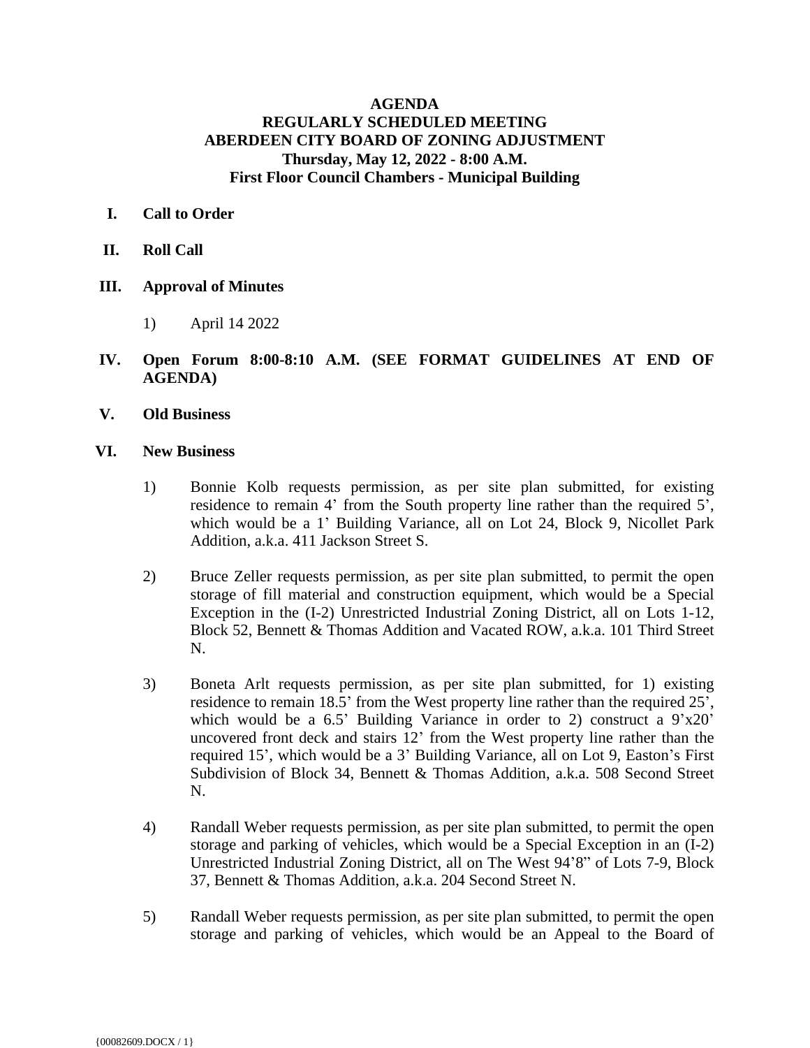**AGENDA**
**REGULARLY SCHEDULED MEETING**
**ABERDEEN CITY BOARD OF ZONING ADJUSTMENT**
**Thursday, May 12, 2022 - 8:00 A.M.**
**First Floor Council Chambers - Municipal Building**

**I. Call to Order**

**II. Roll Call**

**III. Approval of Minutes**

1) April 14 2022

**IV. Open Forum 8:00-8:10 A.M. (SEE FORMAT GUIDELINES AT END OF AGENDA)**

**V. Old Business**

**VI. New Business**

1) Bonnie Kolb requests permission, as per site plan submitted, for existing residence to remain 4’ from the South property line rather than the required 5’, which would be a 1’ Building Variance, all on Lot 24, Block 9, Nicollet Park Addition, a.k.a. 411 Jackson Street S.

2) Bruce Zeller requests permission, as per site plan submitted, to permit the open storage of fill material and construction equipment, which would be a Special Exception in the (I-2) Unrestricted Industrial Zoning District, all on Lots 1-12, Block 52, Bennett & Thomas Addition and Vacated ROW, a.k.a. 101 Third Street N.

3) Boneta Arlt requests permission, as per site plan submitted, for 1) existing residence to remain 18.5’ from the West property line rather than the required 25’, which would be a 6.5’ Building Variance in order to 2) construct a 9’x20’ uncovered front deck and stairs 12’ from the West property line rather than the required 15’, which would be a 3’ Building Variance, all on Lot 9, Easton’s First Subdivision of Block 34, Bennett & Thomas Addition, a.k.a. 508 Second Street N.

4) Randall Weber requests permission, as per site plan submitted, to permit the open storage and parking of vehicles, which would be a Special Exception in an (I-2) Unrestricted Industrial Zoning District, all on The West 94’8” of Lots 7-9, Block 37, Bennett & Thomas Addition, a.k.a. 204 Second Street N.

5) Randall Weber requests permission, as per site plan submitted, to permit the open storage and parking of vehicles, which would be an Appeal to the Board of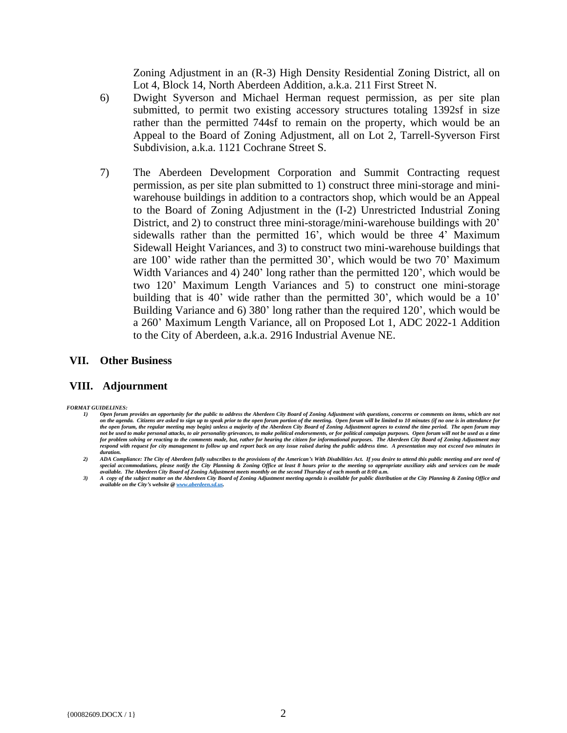Zoning Adjustment in an (R-3) High Density Residential Zoning District, all on Lot 4, Block 14, North Aberdeen Addition, a.k.a. 211 First Street N.

6) Dwight Syverson and Michael Herman request permission, as per site plan submitted, to permit two existing accessory structures totaling 1392sf in size rather than the permitted 744sf to remain on the property, which would be an Appeal to the Board of Zoning Adjustment, all on Lot 2, Tarrell-Syverson First Subdivision, a.k.a. 1121 Cochrane Street S.

7) The Aberdeen Development Corporation and Summit Contracting request permission, as per site plan submitted to 1) construct three mini-storage and mini-warehouse buildings in addition to a contractors shop, which would be an Appeal to the Board of Zoning Adjustment in the (I-2) Unrestricted Industrial Zoning District, and 2) to construct three mini-storage/mini-warehouse buildings with 20' sidewalls rather than the permitted 16', which would be three 4' Maximum Sidewall Height Variances, and 3) to construct two mini-warehouse buildings that are 100' wide rather than the permitted 30', which would be two 70' Maximum Width Variances and 4) 240' long rather than the permitted 120', which would be two 120' Maximum Length Variances and 5) to construct one mini-storage building that is 40' wide rather than the permitted 30', which would be a 10' Building Variance and 6) 380' long rather than the required 120', which would be a 260' Maximum Length Variance, all on Proposed Lot 1, ADC 2022-1 Addition to the City of Aberdeen, a.k.a. 2916 Industrial Avenue NE.

## VII. Other Business

## VIII. Adjournment

***FORMAT GUIDELINES:***

1) ***Open forum provides an opportunity for the public to address the Aberdeen City Board of Zoning Adjustment with questions, concerns or comments on items, which are not on the agenda. Citizens are asked to sign up to speak prior to the open forum portion of the meeting. Open forum will be limited to 10 minutes (if no one is in attendance for the open forum, the regular meeting may begin) unless a majority of the Aberdeen City Board of Zoning Adjustment agrees to extend the time period. The open forum may not be used to make personal attacks, to air personality grievances, to make political endorsements, or for political campaign purposes. Open forum will not be used as a time for problem solving or reacting to the comments made, but, rather for hearing the citizen for informational purposes. The Aberdeen City Board of Zoning Adjustment may respond with request for city management to follow up and report back on any issue raised during the public address time. A presentation may not exceed two minutes in duration.***
2) ***ADA Compliance: The City of Aberdeen fully subscribes to the provisions of the American's With Disabilities Act. If you desire to attend this public meeting and are need of special accommodations, please notify the City Planning & Zoning Office at least 8 hours prior to the meeting so appropriate auxiliary aids and services can be made available. The Aberdeen City Board of Zoning Adjustment meets monthly on the second Thursday of each month at 8:00 a.m.***
3) ***A copy of the subject matter on the Aberdeen City Board of Zoning Adjustment meeting agenda is available for public distribution at the City Planning & Zoning Office and available on the City's website @ www.aberdeen.sd.us.***

{00082609.DOCX / 1}